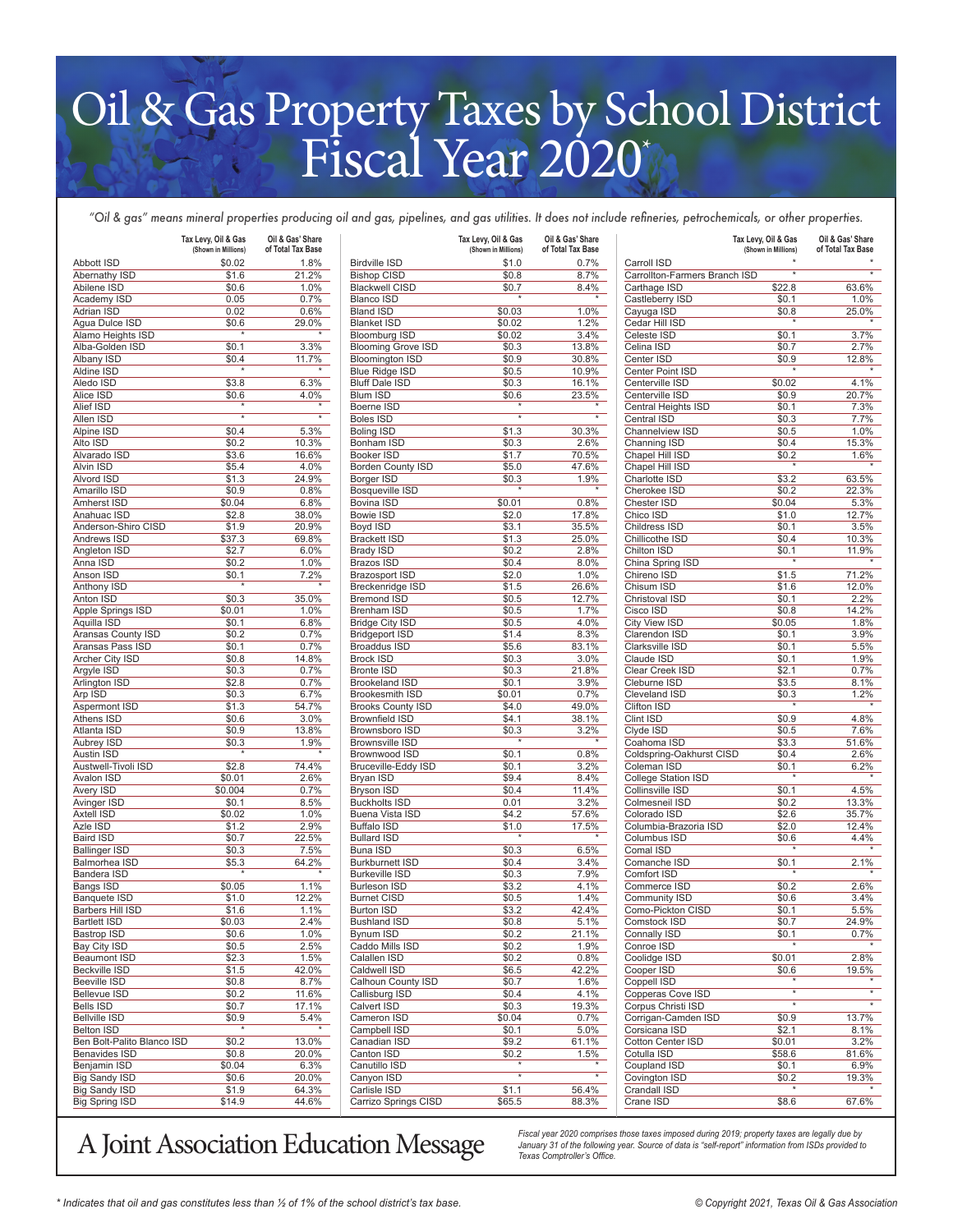# Oil & Gas Property Taxes by School District Fiscal Year 2020*

*"Oil & gas" means mineral properties producing oil and gas, pipelines, and gas utilities. It does not include refineries, petrochemicals, or other properties.*

| | Tax Levy, Oil & Gas (Shown in Millions) | Oil & Gas' Share of Total Tax Base |
|---|---|---|
| Abbott ISD | $0.02 | 1.8% |
| Abernathy ISD | $1.6 | 21.2% |
| Abilene ISD | $0.6 | 1.0% |
| Academy ISD | 0.05 | 0.7% |
| Adrian ISD | 0.02 | 0.6% |
| Agua Dulce ISD | $0.6 | 29.0% |
| Alamo Heights ISD | * | * |
| Alba-Golden ISD | $0.1 | 3.3% |
| Albany ISD | $0.4 | 11.7% |
| Aldine ISD | * | * |
| Aledo ISD | $3.8 | 6.3% |
| Alice ISD | $0.6 | 4.0% |
| Alief ISD | * | * |
| Allen ISD | * | * |
| Alpine ISD | $0.4 | 5.3% |
| Alto ISD | $0.2 | 10.3% |
| Alvarado ISD | $3.6 | 16.6% |
| Alvin ISD | $5.4 | 4.0% |
| Alvord ISD | $1.3 | 24.9% |
| Amarillo ISD | $0.9 | 0.8% |
| Amherst ISD | $0.04 | 6.8% |
| Anahuac ISD | $2.8 | 38.0% |
| Anderson-Shiro CISD | $1.9 | 20.9% |
| Andrews ISD | $37.3 | 69.8% |
| Angleton ISD | $2.7 | 6.0% |
| Anna ISD | $0.2 | 1.0% |
| Anson ISD | $0.1 | 7.2% |
| Anthony ISD | * | * |
| Anton ISD | $0.3 | 35.0% |
| Apple Springs ISD | $0.01 | 1.0% |
| Aquilla ISD | $0.1 | 6.8% |
| Aransas County ISD | $0.2 | 0.7% |
| Aransas Pass ISD | $0.1 | 0.7% |
| Archer City ISD | $0.8 | 14.8% |
| Argyle ISD | $0.3 | 0.7% |
| Arlington ISD | $2.8 | 0.7% |
| Arp ISD | $0.3 | 6.7% |
| Aspermont ISD | $1.3 | 54.7% |
| Athens ISD | $0.6 | 3.0% |
| Atlanta ISD | $0.9 | 13.8% |
| Aubrey ISD | $0.3 | 1.9% |
| Austin ISD | * | * |
| Austwell-Tivoli ISD | $2.8 | 74.4% |
| Avalon ISD | $0.01 | 2.6% |
| Avery ISD | $0.004 | 0.7% |
| Avinger ISD | $0.1 | 8.5% |
| Axtell ISD | $0.02 | 1.0% |
| Azle ISD | $1.2 | 2.9% |
| Baird ISD | $0.7 | 22.5% |
| Ballinger ISD | $0.3 | 7.5% |
| Balmorhea ISD | $5.3 | 64.2% |
| Bandera ISD | * | * |
| Bangs ISD | $0.05 | 1.1% |
| Banquete ISD | $1.0 | 12.2% |
| Barbers Hill ISD | $1.6 | 1.1% |
| Bartlett ISD | $0.03 | 2.4% |
| Bastrop ISD | $0.6 | 1.0% |
| Bay City ISD | $0.5 | 2.5% |
| Beaumont ISD | $2.3 | 1.5% |
| Beckville ISD | $1.5 | 42.0% |
| Beeville ISD | $0.8 | 8.7% |
| Bellevue ISD | $0.2 | 11.6% |
| Bells ISD | $0.7 | 17.1% |
| Bellville ISD | $0.9 | 5.4% |
| Belton ISD | * | * |
| Ben Bolt-Palito Blanco ISD | $0.2 | 13.0% |
| Benavides ISD | $0.8 | 20.0% |
| Benjamin ISD | $0.04 | 6.3% |
| Big Sandy ISD | $0.6 | 20.0% |
| Big Sandy ISD | $1.9 | 64.3% |
| Big Spring ISD | $14.9 | 44.6% |
| Birdville ISD | $1.0 | 0.7% |
| Bishop CISD | $0.8 | 8.7% |
| Blackwell CISD | $0.7 | 8.4% |
| Blanco ISD | * | * |
| Bland ISD | $0.03 | 1.0% |
| Blanket ISD | $0.02 | 1.2% |
| Bloomburg ISD | $0.02 | 3.4% |
| Blooming Grove ISD | $0.3 | 13.8% |
| Bloomington ISD | $0.9 | 30.8% |
| Blue Ridge ISD | $0.5 | 10.9% |
| Bluff Dale ISD | $0.3 | 16.1% |
| Blum ISD | $0.6 | 23.5% |
| Boerne ISD | * | * |
| Boles ISD | * | * |
| Boling ISD | $1.3 | 30.3% |
| Bonham ISD | $0.3 | 2.6% |
| Booker ISD | $1.7 | 70.5% |
| Borden County ISD | $5.0 | 47.6% |
| Borger ISD | $0.3 | 1.9% |
| Bosqueville ISD | * | * |
| Bovina ISD | $0.01 | 0.8% |
| Bowie ISD | $2.0 | 17.8% |
| Boyd ISD | $3.1 | 35.5% |
| Brackett ISD | $1.3 | 25.0% |
| Brady ISD | $0.2 | 2.8% |
| Brazos ISD | $0.4 | 8.0% |
| Brazosport ISD | $2.0 | 1.0% |
| Breckenridge ISD | $1.5 | 26.6% |
| Bremond ISD | $0.5 | 12.7% |
| Brenham ISD | $0.5 | 1.7% |
| Bridge City ISD | $0.5 | 4.0% |
| Bridgeport ISD | $1.4 | 8.3% |
| Broaddus ISD | $5.6 | 83.1% |
| Brock ISD | $0.3 | 3.0% |
| Bronte ISD | $0.3 | 21.8% |
| Brookeland ISD | $0.1 | 3.9% |
| Brookesmith ISD | $0.01 | 0.7% |
| Brooks County ISD | $4.0 | 49.0% |
| Brownfield ISD | $4.1 | 38.1% |
| Brownsboro ISD | $0.3 | 3.2% |
| Brownsville ISD | * | * |
| Brownwood ISD | $0.1 | 0.8% |
| Bruceville-Eddy ISD | $0.1 | 3.2% |
| Bryan ISD | $9.4 | 8.4% |
| Bryson ISD | $0.4 | 11.4% |
| Buckholts ISD | 0.01 | 3.2% |
| Buena Vista ISD | $4.2 | 57.6% |
| Buffalo ISD | $1.0 | 17.5% |
| Bullard ISD | * | * |
| Buna ISD | $0.3 | 6.5% |
| Burkburnett ISD | $0.4 | 3.4% |
| Burkeville ISD | $0.3 | 7.9% |
| Burleson ISD | $3.2 | 4.1% |
| Burnet CISD | $0.5 | 1.4% |
| Burton ISD | $3.2 | 42.4% |
| Bushland ISD | $0.8 | 5.1% |
| Bynum ISD | $0.2 | 21.1% |
| Caddo Mills ISD | $0.2 | 1.9% |
| Calallen ISD | $0.2 | 0.8% |
| Caldwell ISD | $6.5 | 42.2% |
| Calhoun County ISD | $0.7 | 1.6% |
| Callisburg ISD | $0.4 | 4.1% |
| Calvert ISD | $0.3 | 19.3% |
| Cameron ISD | $0.04 | 0.7% |
| Campbell ISD | $0.1 | 5.0% |
| Canadian ISD | $9.2 | 61.1% |
| Canton ISD | $0.2 | 1.5% |
| Canutillo ISD | * | * |
| Canyon ISD | * | * |
| Carlisle ISD | $1.1 | 56.4% |
| Carrizo Springs CISD | $65.5 | 88.3% |
| Carroll ISD | * | * |
| Carrollton-Farmers Branch ISD | * | * |
| Carthage ISD | $22.8 | 63.6% |
| Castleberry ISD | $0.1 | 1.0% |
| Cayuga ISD | $0.8 | 25.0% |
| Cedar Hill ISD | * | * |
| Celeste ISD | $0.1 | 3.7% |
| Celina ISD | $0.7 | 2.7% |
| Center ISD | $0.9 | 12.8% |
| Center Point ISD | * | * |
| Centerville ISD | $0.02 | 4.1% |
| Centerville ISD | $0.9 | 20.7% |
| Central Heights ISD | $0.1 | 7.3% |
| Central ISD | $0.3 | 7.7% |
| Channelview ISD | $0.5 | 1.0% |
| Channing ISD | $0.4 | 15.3% |
| Chapel Hill ISD | $0.2 | 1.6% |
| Chapel Hill ISD | * | * |
| Charlotte ISD | $3.2 | 63.5% |
| Cherokee ISD | $0.2 | 22.3% |
| Chester ISD | $0.04 | 5.3% |
| Chico ISD | $1.0 | 12.7% |
| Childress ISD | $0.1 | 3.5% |
| Chillicothe ISD | $0.4 | 10.3% |
| Chilton ISD | $0.1 | 11.9% |
| China Spring ISD | * | * |
| Chireno ISD | $1.5 | 71.2% |
| Chisum ISD | $1.6 | 12.0% |
| Christoval ISD | $0.1 | 2.2% |
| Cisco ISD | $0.8 | 14.2% |
| City View ISD | $0.05 | 1.8% |
| Clarendon ISD | $0.1 | 3.9% |
| Clarksville ISD | $0.1 | 5.5% |
| Claude ISD | $0.1 | 1.9% |
| Clear Creek ISD | $2.1 | 0.7% |
| Cleburne ISD | $3.5 | 8.1% |
| Cleveland ISD | $0.3 | 1.2% |
| Clifton ISD | * | * |
| Clint ISD | $0.9 | 4.8% |
| Clyde ISD | $0.5 | 7.6% |
| Coahoma ISD | $3.3 | 51.6% |
| Coldspring-Oakhurst CISD | $0.4 | 2.6% |
| Coleman ISD | $0.1 | 6.2% |
| College Station ISD | * | * |
| Collinsville ISD | $0.1 | 4.5% |
| Colmesneil ISD | $0.2 | 13.3% |
| Colorado ISD | $2.6 | 35.7% |
| Columbia-Brazoria ISD | $2.0 | 12.4% |
| Columbus ISD | $0.6 | 4.4% |
| Comal ISD | * | * |
| Comanche ISD | $0.1 | 2.1% |
| Comfort ISD | * | * |
| Commerce ISD | $0.2 | 2.6% |
| Community ISD | $0.6 | 3.4% |
| Como-Pickton CISD | $0.1 | 5.5% |
| Comstock ISD | $0.7 | 24.9% |
| Connally ISD | $0.1 | 0.7% |
| Conroe ISD | * | * |
| Coolidge ISD | $0.01 | 2.8% |
| Cooper ISD | $0.6 | 19.5% |
| Coppell ISD | * | * |
| Copperas Cove ISD | * | * |
| Corpus Christi ISD | * | * |
| Corrigan-Camden ISD | $0.9 | 13.7% |
| Corsicana ISD | $2.1 | 8.1% |
| Cotton Center ISD | $0.01 | 3.2% |
| Cotulla ISD | $58.6 | 81.6% |
| Coupland ISD | $0.1 | 6.9% |
| Covington ISD | $0.2 | 19.3% |
| Crandall ISD | * | * |
| Crane ISD | $8.6 | 67.6% |

## A Joint Association Education Message

*Fiscal year 2020 comprises those taxes imposed during 2019; property taxes are legally due by January 31 of the following year. Source of data is "self-report" information from ISDs provided to Texas Comptroller's Office.*

*\* Indicates that oil and gas constitutes less than ½ of 1% of the school district's tax base.*

*© Copyright 2021, Texas Oil & Gas Association*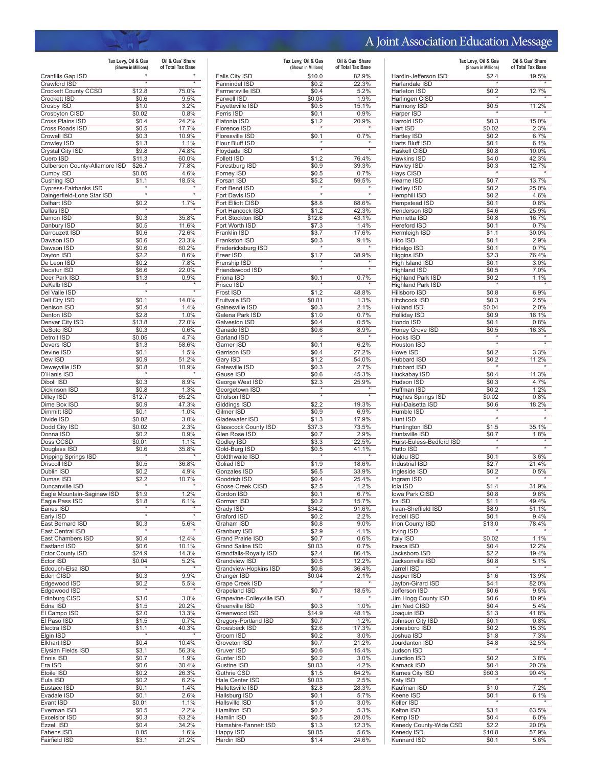# A Joint Association Education Message

| | Tax Levy, Oil & Gas (Shown in Millions) | Oil & Gas' Share of Total Tax Base |
|---|---|---|
| Cranfills Gap ISD | * | * |
| Crawford ISD | * | * |
| Crockett County CCSD | $12.8 | 75.0% |
| Crockett ISD | $0.6 | 9.5% |
| Crosby ISD | $1.0 | 3.2% |
| Crosbyton CISD | $0.02 | 0.8% |
| Cross Plains ISD | $0.4 | 24.2% |
| Cross Roads ISD | $0.5 | 17.7% |
| Crowell ISD | $0.3 | 10.9% |
| Crowley ISD | $1.3 | 1.1% |
| Crystal City ISD | $9.8 | 74.8% |
| Cuero ISD | $11.3 | 60.0% |
| Culberson County-Allamore ISD | $26.7 | 77.8% |
| Cumby ISD | $0.05 | 4.6% |
| Cushing ISD | $1.1 | 18.5% |
| Cypress-Fairbanks ISD | * | * |
| Daingerfield-Lone Star ISD | * | * |
| Dalhart ISD | $0.2 | 1.7% |
| Dallas ISD | * | * |
| Damon ISD | $0.3 | 35.8% |
| Danbury ISD | $0.5 | 11.6% |
| Darrouzett ISD | $0.6 | 72.6% |
| Dawson ISD | $0.6 | 23.3% |
| Dawson ISD | $0.6 | 60.2% |
| Dayton ISD | $2.2 | 8.6% |
| De Leon ISD | $0.2 | 7.8% |
| Decatur ISD | $6.6 | 22.0% |
| Deer Park ISD | $1.3 | 0.9% |
| DeKalb ISD | * | * |
| Del Valle ISD | * | * |
| Dell City ISD | $0.1 | 14.0% |
| Denison ISD | $0.4 | 1.4% |
| Denton ISD | $2.8 | 1.0% |
| Denver City ISD | $13.8 | 72.0% |
| DeSoto ISD | $0.3 | 0.6% |
| Detroit ISD | $0.05 | 4.7% |
| Devers ISD | $1.3 | 58.6% |
| Devine ISD | $0.1 | 1.5% |
| Dew ISD | $0.9 | 51.2% |
| Deweyville ISD | $0.8 | 10.9% |
| D'Hanis ISD | * | * |
| Diboll ISD | $0.3 | 8.9% |
| Dickinson ISD | $0.8 | 1.3% |
| Dilley ISD | $12.7 | 65.2% |
| Dime Box ISD | $0.9 | 47.3% |
| Dimmitt ISD | $0.1 | 1.0% |
| Divide ISD | $0.02 | 3.0% |
| Dodd City ISD | $0.02 | 2.3% |
| Donna ISD | $0.2 | 0.9% |
| Doss CCSD | $0.01 | 1.1% |
| Douglass ISD | $0.6 | 35.8% |
| Dripping Springs ISD | * | * |
| Driscoll ISD | $0.5 | 36.8% |
| Dublin ISD | $0.2 | 4.9% |
| Dumas ISD | $2.2 | 10.7% |
| Duncanville ISD | * | * |
| Eagle Mountain-Saginaw ISD | $1.9 | 1.2% |
| Eagle Pass ISD | $1.8 | 6.1% |
| Eanes ISD | * | * |
| Early ISD | * | * |
| East Bernard ISD | $0.3 | 5.6% |
| East Central ISD | * | * |
| East Chambers ISD | $0.4 | 12.4% |
| Eastland ISD | $0.6 | 10.1% |
| Ector County ISD | $24.9 | 14.3% |
| Ector ISD | $0.04 | 5.2% |
| Edcouch-Elsa ISD | * | * |
| Eden CISD | $0.3 | 9.9% |
| Edgewood ISD | $0.2 | 5.5% |
| Edgewood ISD | * | * |
| Edinburg CISD | $3.0 | 3.8% |
| Edna ISD | $1.5 | 20.2% |
| El Campo ISD | $2.0 | 13.3% |
| El Paso ISD | $1.5 | 0.7% |
| Electra ISD | $1.1 | 40.3% |
| Elgin ISD | * | * |
| Elkhart ISD | $0.4 | 10.4% |
| Elysian Fields ISD | $3.1 | 56.3% |
| Ennis ISD | $0.7 | 1.9% |
| Era ISD | $0.6 | 30.4% |
| Etoile ISD | $0.2 | 26.3% |
| Eula ISD | $0.2 | 6.2% |
| Eustace ISD | $0.1 | 1.4% |
| Evadale ISD | $0.1 | 2.6% |
| Evant ISD | $0.01 | 1.1% |
| Everman ISD | $0.5 | 2.2% |
| Excelsior ISD | $0.3 | 63.2% |
| Ezzell ISD | $0.4 | 34.2% |
| Fabens ISD | 0.05 | 1.6% |
| Fairfield ISD | $3.1 | 21.2% |
| Falls City ISD | $10.0 | 82.9% |
| Fannindel ISD | $0.2 | 22.3% |
| Farmersville ISD | $0.4 | 5.2% |
| Farwell ISD | $0.05 | 1.9% |
| Fayetteville ISD | $0.5 | 15.1% |
| Ferris ISD | $0.1 | 0.9% |
| Flatonia ISD | $1.2 | 20.9% |
| Florence ISD | * | * |
| Floresville ISD | $0.1 | 0.7% |
| Flour Bluff ISD | * | * |
| Floydada ISD | * | * |
| Follett ISD | $1.2 | 76.4% |
| Forestburg ISD | $0.9 | 39.3% |
| Forney ISD | $0.5 | 0.7% |
| Forsan ISD | $5.2 | 59.5% |
| Fort Bend ISD | * | * |
| Fort Davis ISD | * | * |
| Fort Elliott CISD | $8.8 | 68.6% |
| Fort Hancock ISD | $1.2 | 42.3% |
| Fort Stockton ISD | $12.6 | 43.1% |
| Fort Worth ISD | $7.3 | 1.4% |
| Franklin ISD | $3.7 | 17.6% |
| Frankston ISD | $0.3 | 9.1% |
| Fredericksburg ISD | * | * |
| Freer ISD | $1.7 | 38.9% |
| Frenship ISD | * | * |
| Friendswood ISD | * | * |
| Friona ISD | $0.1 | 0.7% |
| Frisco ISD | * | * |
| Frost ISD | $1.2 | 48.8% |
| Fruitvale ISD | $0.01 | 1.3% |
| Gainesville ISD | $0.3 | 2.1% |
| Galena Park ISD | $1.0 | 0.7% |
| Galveston ISD | $0.4 | 0.5% |
| Ganado ISD | $0.6 | 8.9% |
| Garland ISD | * | * |
| Garner ISD | $0.1 | 6.2% |
| Garrison ISD | $0.4 | 27.2% |
| Gary ISD | $1.2 | 54.0% |
| Gatesville ISD | $0.3 | 2.7% |
| Gause ISD | $0.6 | 45.3% |
| George West ISD | $2.3 | 25.9% |
| Georgetown ISD | * | * |
| Gholson ISD | * | * |
| Giddings ISD | $2.2 | 19.3% |
| Gilmer ISD | $0.9 | 6.9% |
| Gladewater ISD | $1.3 | 17.9% |
| Glasscock County ISD | $37.3 | 73.5% |
| Glen Rose ISD | $0.7 | 2.9% |
| Godley ISD | $3.3 | 22.5% |
| Gold-Burg ISD | $0.5 | 41.1% |
| Goldthwaite ISD | * | * |
| Goliad ISD | $1.9 | 18.6% |
| Gonzales ISD | $6.5 | 33.9% |
| Goodrich ISD | $0.4 | 25.4% |
| Goose Creek CISD | $2.5 | 1.2% |
| Gordon ISD | $0.1 | 6.7% |
| Gorman ISD | $0.2 | 15.7% |
| Grady ISD | $34.2 | 91.6% |
| Graford ISD | $0.2 | 2.2% |
| Graham ISD | $0.8 | 9.0% |
| Granbury ISD | $2.9 | 4.1% |
| Grand Prairie ISD | $0.7 | 0.6% |
| Grand Saline ISD | $0.03 | 0.7% |
| Grandfalls-Royalty ISD | $2.4 | 86.4% |
| Grandview ISD | $0.5 | 12.2% |
| Grandview-Hopkins ISD | $0.6 | 36.4% |
| Granger ISD | $0.04 | 2.1% |
| Grape Creek ISD | * | * |
| Grapeland ISD | $0.7 | 18.5% |
| Grapevine-Colleyville ISD | * | * |
| Greenville ISD | $0.3 | 1.0% |
| Greenwood ISD | $14.9 | 48.1% |
| Gregory-Portland ISD | $0.7 | 1.2% |
| Groesbeck ISD | $2.6 | 17.3% |
| Groom ISD | $0.2 | 3.0% |
| Groveton ISD | $0.7 | 21.2% |
| Gruver ISD | $0.6 | 15.4% |
| Gunter ISD | $0.2 | 3.0% |
| Gustine ISD | $0.03 | 4.2% |
| Guthrie CSD | $1.5 | 64.2% |
| Hale Center ISD | $0.03 | 2.5% |
| Hallettsville ISD | $2.8 | 28.3% |
| Hallsburg ISD | $0.1 | 5.7% |
| Hallsville ISD | $1.0 | 3.0% |
| Hamilton ISD | $0.2 | 5.3% |
| Hamlin ISD | $0.5 | 28.0% |
| Hamshire-Fannett ISD | $1.3 | 12.3% |
| Happy ISD | $0.05 | 5.6% |
| Hardin ISD | $1.4 | 24.6% |
| Hardin-Jefferson ISD | $2.4 | 19.5% |
| Harlandale ISD | * | * |
| Harleton ISD | $0.2 | 12.7% |
| Harlingen CISD | * | * |
| Harmony ISD | $0.5 | 11.2% |
| Harper ISD | * | * |
| Harrold ISD | $0.3 | 15.0% |
| Hart ISD | $0.02 | 2.3% |
| Hartley ISD | $0.2 | 6.7% |
| Harts Bluff ISD | $0.1 | 6.1% |
| Haskell CISD | $0.8 | 10.0% |
| Hawkins ISD | $4.0 | 42.3% |
| Hawley ISD | $0.3 | 12.7% |
| Hays CISD | * | * |
| Hearne ISD | $0.7 | 13.7% |
| Hedley ISD | $0.2 | 25.0% |
| Hemphill ISD | $0.2 | 4.6% |
| Hempstead ISD | $0.1 | 0.6% |
| Henderson ISD | $4.6 | 25.9% |
| Henrietta ISD | $0.8 | 16.7% |
| Hereford ISD | $0.1 | 0.7% |
| Hermleigh ISD | $1.1 | 30.0% |
| Hico ISD | $0.1 | 2.9% |
| Hidalgo ISD | $0.1 | 0.7% |
| Higgins ISD | $2.3 | 76.4% |
| High Island ISD | $0.1 | 3.0% |
| Highland ISD | $0.5 | 7.0% |
| Highland Park ISD | $0.2 | 1.1% |
| Highland Park ISD | * | * |
| Hillsboro ISD | $0.8 | 6.9% |
| Hitchcock ISD | $0.3 | 2.5% |
| Holland ISD | $0.04 | 2.0% |
| Holliday ISD | $0.9 | 18.1% |
| Hondo ISD | $0.1 | 0.8% |
| Honey Grove ISD | $0.5 | 16.3% |
| Hooks ISD | * | * |
| Houston ISD | * | * |
| Howe ISD | $0.2 | 3.3% |
| Hubbard ISD | $0.2 | 11.2% |
| Hubbard ISD | * | * |
| Huckabay ISD | $0.4 | 11.3% |
| Hudson ISD | $0.3 | 4.7% |
| Huffman ISD | $0.2 | 1.2% |
| Hughes Springs ISD | $0.02 | 0.8% |
| Hull-Daisetta ISD | $0.6 | 18.2% |
| Humble ISD | * | * |
| Hunt ISD | * | * |
| Huntington ISD | $1.5 | 35.1% |
| Huntsville ISD | $0.7 | 1.8% |
| Hurst-Euless-Bedford ISD | * | * |
| Hutto ISD | * | * |
| Idalou ISD | $0.1 | 3.6% |
| Industrial ISD | $2.7 | 21.4% |
| Ingleside ISD | $0.2 | 0.5% |
| Ingram ISD | * | * |
| Iola ISD | $1.4 | 31.9% |
| Iowa Park CISD | $0.8 | 9.6% |
| Ira ISD | $1.1 | 49.4% |
| Iraan-Sheffield ISD | $8.9 | 51.1% |
| Iredell ISD | $0.1 | 9.4% |
| Irion County ISD | $13.0 | 78.4% |
| Irving ISD | * | * |
| Italy ISD | $0.02 | 1.1% |
| Itasca ISD | $0.4 | 12.2% |
| Jacksboro ISD | $2.2 | 19.4% |
| Jacksonville ISD | $0.8 | 5.1% |
| Jarrell ISD | * | * |
| Jasper ISD | $1.6 | 13.9% |
| Jayton-Girard ISD | $4.1 | 82.0% |
| Jefferson ISD | $0.6 | 9.5% |
| Jim Hogg County ISD | $0.6 | 10.9% |
| Jim Ned CISD | $0.4 | 5.4% |
| Joaquin ISD | $1.3 | 41.8% |
| Johnson City ISD | $0.1 | 0.8% |
| Jonesboro ISD | $0.2 | 15.3% |
| Joshua ISD | $1.8 | 7.3% |
| Jourdanton ISD | $4.8 | 32.5% |
| Judson ISD | * | * |
| Junction ISD | $0.2 | 3.8% |
| Karnack ISD | $0.4 | 20.3% |
| Karnes City ISD | $60.3 | 90.4% |
| Katy ISD | * | * |
| Kaufman ISD | $1.0 | 7.2% |
| Keene ISD | $0.1 | 6.1% |
| Keller ISD | * | * |
| Kelton ISD | $3.1 | 63.5% |
| Kemp ISD | $0.4 | 6.0% |
| Kenedy County-Wide CSD | $2.2 | 20.0% |
| Kenedy ISD | $10.8 | 57.9% |
| Kennard ISD | $0.1 | 5.6% |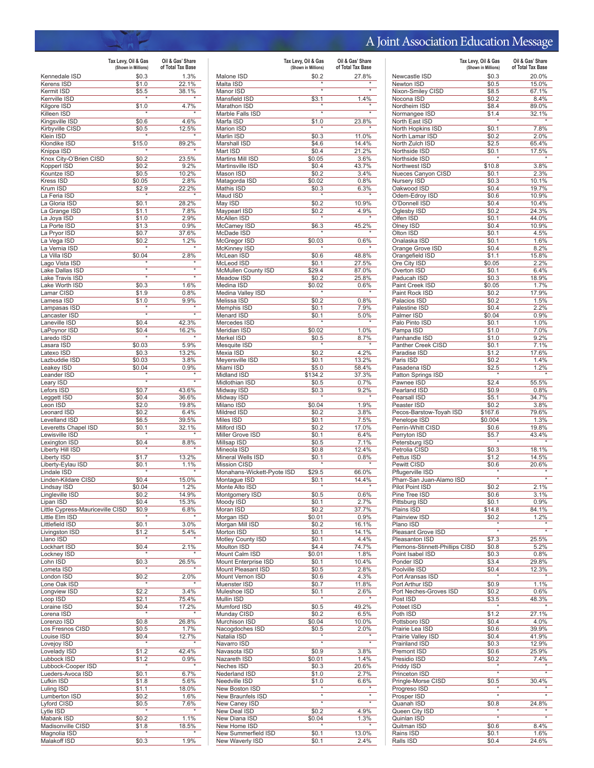# A Joint Association Education Message

| | Tax Levy, Oil & Gas (Shown in Millions) | Oil & Gas' Share of Total Tax Base |
|---|---|---|
| Kennedale ISD | $0.3 | 1.3% |
| Kerens ISD | $1.0 | 22.1% |
| Kermit ISD | $5.5 | 38.1% |
| Kerrville ISD | * | * |
| Kilgore ISD | $1.0 | 4.7% |
| Killeen ISD | * | * |
| Kingsville ISD | $0.6 | 4.6% |
| Kirbyville CISD | $0.5 | 12.5% |
| Klein ISD | * | * |
| Klondike ISD | $15.0 | 89.2% |
| Knippa ISD | * | * |
| Knox City-O'Brien CISD | $0.2 | 23.5% |
| Kopperl ISD | $0.2 | 9.2% |
| Kountze ISD | $0.5 | 10.2% |
| Kress ISD | $0.05 | 2.8% |
| Krum ISD | $2.9 | 22.2% |
| La Feria ISD | * | * |
| La Gloria ISD | $0.1 | 28.2% |
| La Grange ISD | $1.1 | 7.8% |
| La Joya ISD | $1.0 | 2.9% |
| La Porte ISD | $1.3 | 0.9% |
| La Pryor ISD | $0.7 | 37.6% |
| La Vega ISD | $0.2 | 1.2% |
| La Vernia ISD | * | * |
| La Villa ISD | $0.04 | 2.8% |
| Lago Vista ISD | * | * |
| Lake Dallas ISD | * | * |
| Lake Travis ISD | * | * |
| Lake Worth ISD | $0.3 | 1.6% |
| Lamar CISD | $1.9 | 0.8% |
| Lamesa ISD | $1.0 | 9.9% |
| Lampasas ISD | * | * |
| Lancaster ISD | * | * |
| Laneville ISD | $0.4 | 42.3% |
| LaPoynor ISD | $0.4 | 16.2% |
| Laredo ISD | * | * |
| Lasara ISD | $0.03 | 5.9% |
| Latexo ISD | $0.3 | 13.2% |
| Lazbuddie ISD | $0.03 | 3.8% |
| Leakey ISD | $0.04 | 0.9% |
| Leander ISD | * | * |
| Leary ISD | * | * |
| Lefors ISD | $0.7 | 43.6% |
| Leggett ISD | $0.4 | 36.6% |
| Leon ISD | $2.0 | 19.8% |
| Leonard ISD | $0.2 | 6.4% |
| Levelland ISD | $6.5 | 39.5% |
| Leveretts Chapel ISD | $0.1 | 32.1% |
| Lewisville ISD | * | * |
| Lexington ISD | $0.4 | 8.8% |
| Liberty Hill ISD | * | * |
| Liberty ISD | $1.7 | 13.2% |
| Liberty-Eylau ISD | $0.1 | 1.1% |
| Lindale ISD | * | * |
| Linden-Kildare CISD | $0.4 | 15.0% |
| Lindsay ISD | $0.04 | 1.2% |
| Lingleville ISD | $0.2 | 14.9% |
| Lipan ISD | $0.4 | 15.3% |
| Little Cypress-Mauriceville CISD | $0.9 | 6.8% |
| Little Elm ISD | * | * |
| Littlefield ISD | $0.1 | 3.0% |
| Livingston ISD | $1.2 | 5.4% |
| Llano ISD | * | * |
| Lockhart ISD | $0.4 | 2.1% |
| Lockney ISD | * | * |
| Lohn ISD | $0.3 | 26.5% |
| Lometa ISD | * | * |
| London ISD | $0.2 | 2.0% |
| Lone Oak ISD | * | * |
| Longview ISD | $2.2 | 3.4% |
| Loop ISD | $2.1 | 75.4% |
| Loraine ISD | $0.4 | 17.2% |
| Lorena ISD | * | * |
| Lorenzo ISD | $0.8 | 26.8% |
| Los Fresnos CISD | $0.5 | 1.7% |
| Louise ISD | $0.4 | 12.7% |
| Lovejoy ISD | * | * |
| Lovelady ISD | $1.2 | 42.4% |
| Lubbock ISD | $1.2 | 0.9% |
| Lubbock-Cooper ISD | * | * |
| Lueders-Avoca ISD | $0.1 | 6.7% |
| Lufkin ISD | $1.8 | 5.6% |
| Luling ISD | $1.1 | 18.0% |
| Lumberton ISD | $0.2 | 1.6% |
| Lyford CISD | $0.5 | 7.6% |
| Lytle ISD | * | * |
| Mabank ISD | $0.2 | 1.1% |
| Madisonville CISD | $1.8 | 18.5% |
| Magnolia ISD | * | * |
| Malakoff ISD | $0.3 | 1.9% |
| Malone ISD | $0.2 | 27.8% |
| Malta ISD | * | * |
| Manor ISD | * | * |
| Mansfield ISD | $3.1 | 1.4% |
| Marathon ISD | * | * |
| Marble Falls ISD | * | * |
| Marfa ISD | $1.0 | 23.8% |
| Marion ISD | * | * |
| Marlin ISD | $0.3 | 11.0% |
| Marshall ISD | $4.6 | 14.4% |
| Mart ISD | $0.4 | 21.2% |
| Martins Mill ISD | $0.05 | 3.6% |
| Martinsville ISD | $0.4 | 43.7% |
| Mason ISD | $0.2 | 3.4% |
| Matagorda ISD | $0.02 | 0.8% |
| Mathis ISD | $0.3 | 6.3% |
| Maud ISD | * | * |
| May ISD | $0.2 | 10.9% |
| Maypearl ISD | $0.2 | 4.9% |
| McAllen ISD | * | * |
| McCamey ISD | $6.3 | 45.2% |
| McDade ISD | * | * |
| McGregor ISD | $0.03 | 0.6% |
| McKinney ISD | * | * |
| McLean ISD | $0.6 | 48.8% |
| McLeod ISD | $0.1 | 27.5% |
| McMullen County ISD | $29.4 | 87.0% |
| Meadow ISD | $0.2 | 25.8% |
| Medina ISD | $0.02 | 0.6% |
| Medina Valley ISD | * | * |
| Melissa ISD | $0.2 | 0.8% |
| Memphis ISD | $0.1 | 7.9% |
| Menard ISD | $0.1 | 5.0% |
| Mercedes ISD | * | * |
| Meridian ISD | $0.02 | 1.0% |
| Merkel ISD | $0.5 | 8.7% |
| Mesquite ISD | * | * |
| Mexia ISD | $0.2 | 4.2% |
| Meyersville ISD | $0.1 | 13.2% |
| Miami ISD | $5.0 | 58.4% |
| Midland ISD | $134.2 | 37.3% |
| Midlothian ISD | $0.5 | 0.7% |
| Midway ISD | $0.3 | 9.2% |
| Midway ISD | * | * |
| Milano ISD | $0.04 | 1.9% |
| Mildred ISD | $0.2 | 3.8% |
| Miles ISD | $0.1 | 7.5% |
| Milford ISD | $0.2 | 17.0% |
| Miller Grove ISD | $0.1 | 6.4% |
| Millsap ISD | $0.5 | 7.1% |
| Mineola ISD | $0.8 | 12.4% |
| Mineral Wells ISD | $0.1 | 0.8% |
| Mission CISD | * | * |
| Monahans-Wickett-Pyote ISD | $29.5 | 66.0% |
| Montague ISD | $0.1 | 14.4% |
| Monte Alto ISD | * | * |
| Montgomery ISD | $0.5 | 0.6% |
| Moody ISD | $0.1 | 2.7% |
| Moran ISD | $0.2 | 37.7% |
| Morgan ISD | $0.01 | 0.9% |
| Morgan Mill ISD | $0.2 | 16.1% |
| Morton ISD | $0.1 | 14.1% |
| Motley County ISD | $0.1 | 4.4% |
| Moulton ISD | $4.4 | 74.7% |
| Mount Calm ISD | $0.01 | 1.8% |
| Mount Enterprise ISD | $0.1 | 10.4% |
| Mount Pleasant ISD | $0.5 | 2.8% |
| Mount Vernon ISD | $0.6 | 4.3% |
| Muenster ISD | $0.7 | 11.8% |
| Muleshoe ISD | $0.1 | 2.6% |
| Mullin ISD | * | * |
| Mumford ISD | $0.5 | 49.2% |
| Munday CISD | $0.2 | 6.5% |
| Murchison ISD | $0.04 | 10.0% |
| Nacogdoches ISD | $0.5 | 2.0% |
| Natalia ISD | * | * |
| Navarro ISD | * | * |
| Navasota ISD | $0.9 | 3.8% |
| Nazareth ISD | $0.01 | 1.4% |
| Neches ISD | $0.3 | 20.6% |
| Nederland ISD | $1.0 | 2.7% |
| Needville ISD | $1.0 | 6.6% |
| New Boston ISD | * | * |
| New Braunfels ISD | * | * |
| New Caney ISD | * | * |
| New Deal ISD | $0.2 | 4.9% |
| New Diana ISD | $0.04 | 1.3% |
| New Home ISD | * | * |
| New Summerfield ISD | $0.1 | 13.0% |
| New Waverly ISD | $0.1 | 2.4% |
| Newcastle ISD | $0.3 | 20.0% |
| Newton ISD | $0.5 | 15.0% |
| Nixon-Smiley CISD | $8.5 | 67.1% |
| Nocona ISD | $0.2 | 8.4% |
| Nordheim ISD | $8.4 | 89.0% |
| Normangee ISD | $1.4 | 32.1% |
| North East ISD | * | * |
| North Hopkins ISD | $0.1 | 7.8% |
| North Lamar ISD | $0.2 | 2.0% |
| North Zulch ISD | $2.5 | 65.4% |
| Northside ISD | $0.1 | 17.5% |
| Northside ISD | * | * |
| Northwest ISD | $10.8 | 3.8% |
| Nueces Canyon CISD | $0.1 | 2.3% |
| Nursery ISD | $0.3 | 10.1% |
| Oakwood ISD | $0.4 | 19.7% |
| Odem-Edroy ISD | $0.6 | 10.9% |
| O'Donnell ISD | $0.4 | 10.4% |
| Oglesby ISD | $0.2 | 24.3% |
| Olfen ISD | $0.1 | 44.0% |
| Olney ISD | $0.4 | 10.9% |
| Olton ISD | $0.1 | 4.5% |
| Onalaska ISD | $0.1 | 1.6% |
| Orange Grove ISD | $0.4 | 8.2% |
| Orangefield ISD | $1.1 | 15.8% |
| Ore City ISD | $0.05 | 2.2% |
| Overton ISD | $0.1 | 6.4% |
| Paducah ISD | $0.3 | 18.9% |
| Paint Creek ISD | $0.05 | 1.7% |
| Paint Rock ISD | $0.2 | 17.9% |
| Palacios ISD | $0.2 | 1.5% |
| Palestine ISD | $0.4 | 2.2% |
| Palmer ISD | $0.04 | 0.9% |
| Palo Pinto ISD | $0.1 | 1.0% |
| Pampa ISD | $1.0 | 7.0% |
| Panhandle ISD | $1.0 | 9.2% |
| Panther Creek CISD | $0.1 | 7.1% |
| Paradise ISD | $1.2 | 17.6% |
| Paris ISD | $0.2 | 1.4% |
| Pasadena ISD | $2.5 | 1.2% |
| Patton Springs ISD | * | * |
| Pawnee ISD | $2.4 | 55.5% |
| Pearland ISD | $0.9 | 0.8% |
| Pearsall ISD | $5.1 | 34.7% |
| Peaster ISD | $0.2 | 3.8% |
| Pecos-Barstow-Toyah ISD | $167.6 | 79.6% |
| Penelope ISD | $0.004 | 1.3% |
| Perrin-Whitt CISD | $0.6 | 19.8% |
| Perryton ISD | $5.7 | 43.4% |
| Petersburg ISD | * | * |
| Petrolia CISD | $0.3 | 18.1% |
| Pettus ISD | $1.2 | 14.5% |
| Pewitt CISD | $0.6 | 20.6% |
| Pflugerville ISD | * | * |
| Pharr-San Juan-Alamo ISD | * | * |
| Pilot Point ISD | $0.2 | 2.1% |
| Pine Tree ISD | $0.6 | 3.1% |
| Pittsburg ISD | $0.1 | 0.9% |
| Plains ISD | $14.8 | 84.1% |
| Plainview ISD | $0.2 | 1.2% |
| Plano ISD | * | * |
| Pleasant Grove ISD | * | * |
| Pleasanton ISD | $7.3 | 25.5% |
| Plemons-Stinnett-Phillips CISD | $0.8 | 5.2% |
| Point Isabel ISD | $0.3 | 0.8% |
| Ponder ISD | $3.4 | 29.8% |
| Poolville ISD | $0.4 | 12.3% |
| Port Aransas ISD | * | * |
| Port Arthur ISD | $0.9 | 1.1% |
| Port Neches-Groves ISD | $0.2 | 0.6% |
| Post ISD | $3.5 | 48.3% |
| Poteet ISD | * | * |
| Poth ISD | $1.2 | 27.1% |
| Pottsboro ISD | $0.4 | 4.0% |
| Prairie Lea ISD | $0.6 | 39.9% |
| Prairie Valley ISD | $0.4 | 41.9% |
| Prairiland ISD | $0.3 | 12.9% |
| Premont ISD | $0.6 | 25.9% |
| Presidio ISD | $0.2 | 7.4% |
| Priddy ISD | * | * |
| Princeton ISD | * | * |
| Pringle-Morse CISD | $0.5 | 30.4% |
| Progreso ISD | * | * |
| Prosper ISD | * | * |
| Quanah ISD | $0.8 | 24.8% |
| Queen City ISD | * | * |
| Quinlan ISD | * | * |
| Quitman ISD | $0.6 | 8.4% |
| Rains ISD | $0.1 | 1.6% |
| Ralls ISD | $0.4 | 24.6% |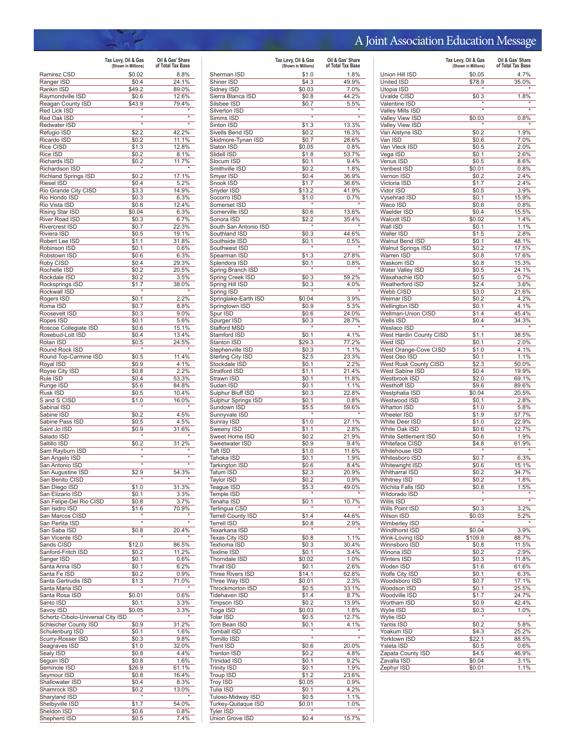| | Tax Levy, Oil & Gas (Shown in Millions) | Oil & Gas' Share of Total Tax Base |
|---|---|---|
| Ramirez CSD | $0.02 | 8.8% |
| Ranger ISD | $0.4 | 24.1% |
| Rankin ISD | $49.2 | 89.0% |
| Raymondville ISD | $0.6 | 12.6% |
| Reagan County ISD | $43.9 | 79.4% |
| Red Lick ISD | * | * |
| Red Oak ISD | * | * |
| Redwater ISD | * | * |
| Refugio ISD | $2.2 | 42.2% |
| Ricardo ISD | $0.2 | 11.1% |
| Rice CISD | $1.3 | 12.8% |
| Rice ISD | $0.2 | 8.1% |
| Richards ISD | $0.2 | 11.7% |
| Richardson ISD | * | * |
| Richland Springs ISD | $0.2 | 17.1% |
| Riesel ISD | $0.4 | 5.2% |
| Rio Grande City CISD | $3.3 | 14.9% |
| Rio Hondo ISD | $0.3 | 6.3% |
| Rio Vista ISD | $0.6 | 12.4% |
| Rising Star ISD | $0.04 | 6.3% |
| River Road ISD | $0.3 | 6.7% |
| Rivercrest ISD | $0.7 | 22.3% |
| Riviera ISD | $0.5 | 19.1% |
| Robert Lee ISD | $1.1 | 31.8% |
| Robinson ISD | $0.1 | 0.6% |
| Robstown ISD | $0.6 | 6.3% |
| Roby CISD | $0.4 | 29.3% |
| Rochelle ISD | $0.2 | 20.5% |
| Rockdale ISD | $0.2 | 3.5% |
| Rocksprings ISD | $1.7 | 38.0% |
| Rockwall ISD | * | * |
| Rogers ISD | $0.1 | 2.2% |
| Roma ISD | $0.7 | 8.8% |
| Roosevelt ISD | $0.3 | 9.0% |
| Ropes ISD | $0.1 | 5.6% |
| Roscoe Collegiate ISD | $0.6 | 15.1% |
| Rosebud-Lott ISD | $0.4 | 13.4% |
| Rotan ISD | $0.5 | 24.5% |
| Round Rock ISD | * | * |
| Round Top-Carmine ISD | $0.5 | 11.4% |
| Royal ISD | $0.9 | 4.1% |
| Royse City ISD | $0.8 | 2.2% |
| Rule ISD | $0.4 | 53.3% |
| Runge ISD | $5.6 | 84.8% |
| Rusk ISD | $0.5 | 10.4% |
| S and S CISD | $1.0 | 16.0% |
| Sabinal ISD | * | * |
| Sabine ISD | $0.2 | 4.5% |
| Sabine Pass ISD | $0.5 | 4.5% |
| Saint Jo ISD | $0.9 | 31.6% |
| Salado ISD | * | * |
| Saltillo ISD | $0.2 | 31.2% |
| Sam Rayburn ISD | * | * |
| San Angelo ISD | * | * |
| San Antonio ISD | * | * |
| San Augustine ISD | $2.9 | 54.3% |
| San Benito CISD | * | * |
| San Diego ISD | $1.0 | 31.3% |
| San Elizario ISD | $0.1 | 3.3% |
| San Felipe-Del Rio CISD | $0.8 | 3.7% |
| San Isidro ISD | $1.6 | 70.9% |
| San Marcos CISD | * | * |
| San Perlita ISD | * | * |
| San Saba ISD | $0.8 | 20.4% |
| San Vicente ISD | * | * |
| Sands CISD | $12.0 | 86.5% |
| Sanford-Fritch ISD | $0.2 | 11.2% |
| Sanger ISD | $0.1 | 0.6% |
| Santa Anna ISD | $0.1 | 6.2% |
| Santa Fe ISD | $0.2 | 0.9% |
| Santa Gertrudis ISD | $1.3 | 71.0% |
| Santa Maria ISD | * | * |
| Santa Rosa ISD | $0.01 | 0.6% |
| Santo ISD | $0.1 | 3.3% |
| Savoy ISD | $0.05 | 3.3% |
| Schertz-Cibolo-Universal City ISD | * | * |
| Schleicher County ISD | $0.9 | 31.2% |
| Schulenburg ISD | $0.1 | 1.6% |
| Scurry-Rosser ISD | $0.3 | 9.8% |
| Seagraves ISD | $1.0 | 32.0% |
| Sealy ISD | $0.8 | 4.4% |
| Seguin ISD | $0.8 | 1.6% |
| Seminole ISD | $26.9 | 61.1% |
| Seymour ISD | $0.8 | 16.4% |
| Shallowater ISD | $0.4 | 8.3% |
| Shamrock ISD | $0.2 | 13.0% |
| Sharyland ISD | * | * |
| Shelbyville ISD | $1.7 | 54.0% |
| Sheldon ISD | $0.6 | 0.8% |
| Shepherd ISD | $0.5 | 7.4% |
| Sherman ISD | $1.0 | 1.8% |
| Shiner ISD | $4.3 | 49.9% |
| Sidney ISD | $0.03 | 7.0% |
| Sierra Blanca ISD | $0.8 | 44.2% |
| Silsbee ISD | $0.7 | 5.5% |
| Silverton ISD | * | * |
| Simms ISD | * | * |
| Sinton ISD | $1.3 | 13.3% |
| Sivells Bend ISD | $0.2 | 16.3% |
| Skidmore-Tynan ISD | $0.7 | 28.6% |
| Slaton ISD | $0.05 | 0.8% |
| Slidell ISD | $1.8 | 53.7% |
| Slocum ISD | $0.1 | 9.4% |
| Smithville ISD | $0.2 | 1.8% |
| Smyer ISD | $0.4 | 36.9% |
| Snook ISD | $1.7 | 36.6% |
| Snyder ISD | $13.2 | 41.9% |
| Socorro ISD | $1.0 | 0.7% |
| Somerset ISD | * | * |
| Somerville ISD | $0.6 | 13.6% |
| Sonora ISD | $2.2 | 35.4% |
| South San Antonio ISD | * | * |
| Southland ISD | $0.3 | 44.6% |
| Southside ISD | $0.1 | 0.5% |
| Southwest ISD | * | * |
| Spearman ISD | $1.3 | 27.8% |
| Splendora ISD | $0.1 | 0.8% |
| Spring Branch ISD | * | * |
| Spring Creek ISD | $0.3 | 59.2% |
| Spring Hill ISD | $0.3 | 4.0% |
| Spring ISD | * | * |
| Springlake-Earth ISD | $0.04 | 3.9% |
| Springtown ISD | $0.9 | 5.3% |
| Spur ISD | $0.6 | 24.0% |
| Spurger ISD | $0.3 | 28.7% |
| Stafford MSD | * | * |
| Stamford ISD | $0.1 | 4.1% |
| Stanton ISD | $29.3 | 77.2% |
| Stephenville ISD | $0.3 | 1.1% |
| Sterling City ISD | $2.5 | 23.3% |
| Stockdale ISD | $0.1 | 2.2% |
| Stratford ISD | $1.1 | 21.4% |
| Strawn ISD | $0.1 | 11.8% |
| Sudan ISD | $0.1 | 1.1% |
| Sulphur Bluff ISD | $0.3 | 22.8% |
| Sulphur Springs ISD | $0.1 | 0.8% |
| Sundown ISD | $5.5 | 59.6% |
| Sunnyvale ISD | * | * |
| Sunray ISD | $1.0 | 27.1% |
| Sweeny ISD | $1.1 | 2.8% |
| Sweet Home ISD | $0.2 | 21.9% |
| Sweetwater ISD | $0.9 | 9.4% |
| Taft ISD | $1.0 | 11.6% |
| Tahoka ISD | $0.1 | 1.9% |
| Tarkington ISD | $0.6 | 8.4% |
| Tatum ISD | $2.3 | 20.9% |
| Taylor ISD | $0.2 | 0.9% |
| Teague ISD | $5.3 | 49.0% |
| Temple ISD | * | * |
| Tenaha ISD | $0.1 | 10.7% |
| Terlingua CSD | * | * |
| Terrell County ISD | $1.4 | 44.6% |
| Terrell ISD | $0.8 | 2.9% |
| Texarkana ISD | * | * |
| Texas City ISD | $0.8 | 1.1% |
| Texhoma ISD | $0.3 | 30.4% |
| Texline ISD | $0.1 | 3.4% |
| Thorndale ISD | $0.02 | 1.0% |
| Thrall ISD | $0.1 | 2.6% |
| Three Rivers ISD | $14.1 | 62.8% |
| Three Way ISD | $0.01 | 2.3% |
| Throckmorton ISD | $0.5 | 33.1% |
| Tidehaven ISD | $1.4 | 8.7% |
| Timpson ISD | $0.2 | 13.9% |
| Tioga ISD | $0.03 | 1.8% |
| Tolar ISD | $0.5 | 12.7% |
| Tom Bean ISD | $0.1 | 4.1% |
| Tomball ISD | * | * |
| Tornillo ISD | * | * |
| Trent ISD | $0.6 | 20.0% |
| Trenton ISD | $0.2 | 4.8% |
| Trinidad ISD | $0.1 | 9.2% |
| Trinity ISD | $0.1 | 1.9% |
| Troup ISD | $1.2 | 23.6% |
| Troy ISD | $0.05 | 0.9% |
| Tulia ISD | $0.1 | 4.2% |
| Tuloso-Midway ISD | $0.5 | 1.1% |
| Turkey-Quitaque ISD | $0.01 | 1.0% |
| Tyler ISD | * | * |
| Union Grove ISD | $0.4 | 15.7% |
| Union Hill ISD | $0.05 | 4.7% |
| United ISD | $78.9 | 35.0% |
| Utopia ISD | * | * |
| Uvalde CISD | $0.3 | 1.8% |
| Valentine ISD | * | * |
| Valley Mills ISD | * | * |
| Valley View ISD | $0.03 | 0.8% |
| Valley View ISD | * | * |
| Van Alstyne ISD | $0.2 | 1.9% |
| Van ISD | $0.6 | 7.0% |
| Van Vleck ISD | $0.5 | 2.0% |
| Vega ISD | $0.1 | 2.6% |
| Venus ISD | $0.5 | 8.6% |
| Veribest ISD | $0.01 | 0.8% |
| Vernon ISD | $0.2 | 2.4% |
| Victoria ISD | $1.7 | 2.4% |
| Vidor ISD | $0.5 | 3.9% |
| Vysehrad ISD | $0.1 | 15.9% |
| Waco ISD | $0.6 | 0.8% |
| Waelder ISD | $0.4 | 15.5% |
| Walcott ISD | $0.02 | 1.4% |
| Wall ISD | $0.1 | 1.1% |
| Waller ISD | $1.5 | 2.8% |
| Walnut Bend ISD | $0.1 | 48.1% |
| Walnut Springs ISD | $0.2 | 17.5% |
| Warren ISD | $0.8 | 17.6% |
| Waskom ISD | $0.8 | 15.3% |
| Water Valley ISD | $0.5 | 24.1% |
| Waxahachie ISD | $0.5 | 0.7% |
| Weatherford ISD | $2.4 | 3.6% |
| Webb CISD | $3.0 | 21.6% |
| Weimar ISD | $0.2 | 4.2% |
| Wellington ISD | $0.1 | 4.1% |
| Wellman-Union CISD | $1.4 | 45.4% |
| Wells ISD | $0.4 | 34.3% |
| Weslaco ISD | * | * |
| West Hardin County CISD | $1.1 | 38.5% |
| West ISD | $0.1 | 2.0% |
| West Orange-Cove CISD | $1.0 | 4.1% |
| West Oso ISD | $0.1 | 1.1% |
| West Rusk County CISD | $2.3 | 50.0% |
| West Sabine ISD | $0.4 | 19.9% |
| Westbrook ISD | $2.0 | 69.1% |
| Westhoff ISD | $9.6 | 89.6% |
| Westphalia ISD | $0.04 | 20.5% |
| Westwood ISD | $0.1 | 2.8% |
| Wharton ISD | $1.0 | 5.8% |
| Wheeler ISD | $1.9 | 57.7% |
| White Deer ISD | $1.0 | 22.9% |
| White Oak ISD | $0.6 | 12.7% |
| White Settlement ISD | $0.6 | 1.9% |
| Whiteface CISD | $4.8 | 61.9% |
| Whitehouse ISD | * | * |
| Whitesboro ISD | $0.7 | 6.3% |
| Whitewright ISD | $0.6 | 15.1% |
| Whitharral ISD | $0.2 | 34.7% |
| Whitney ISD | $0.2 | 1.8% |
| Wichita Falls ISD | $0.8 | 1.5% |
| Wildorado ISD | * | * |
| Willis ISD | * | * |
| Wills Point ISD | $0.3 | 3.2% |
| Wilson ISD | $0.03 | 5.2% |
| Wimberley ISD | * | * |
| Windthorst ISD | $0.04 | 3.9% |
| Wink-Loving ISD | $109.9 | 88.7% |
| Winnsboro ISD | $0.8 | 11.5% |
| Winona ISD | $0.2 | 2.9% |
| Winters ISD | $0.3 | 11.8% |
| Woden ISD | $1.6 | 61.6% |
| Wolfe City ISD | $0.1 | 6.3% |
| Woodsboro ISD | $0.7 | 17.1% |
| Woodson ISD | $0.1 | 25.5% |
| Woodville ISD | $1.7 | 24.7% |
| Wortham ISD | $0.9 | 42.4% |
| Wylie ISD | $0.3 | 1.0% |
| Wylie ISD | * | * |
| Yantis ISD | $0.2 | 5.8% |
| Yoakum ISD | $4.3 | 25.2% |
| Yorktown ISD | $22.1 | 88.5% |
| Ysleta ISD | $0.5 | 0.6% |
| Zapata County ISD | $4.5 | 46.9% |
| Zavalla ISD | $0.04 | 3.1% |
| Zephyr ISD | $0.01 | 1.1% |